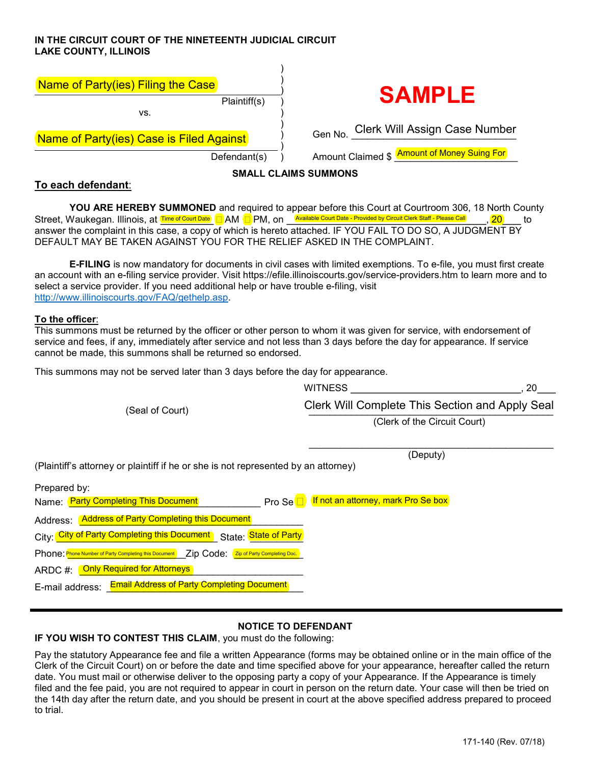**IN THE CIRCUIT COURT OF THE NINETEENTH JUDICIAL CIRCUIT**
**LAKE COUNTY, ILLINOIS**

Name of Party(ies) Filing the Case
Plaintiff(s)

vs.

Name of Party(ies) Case is Filed Against
Defendant(s)

**SAMPLE**

Gen No. Clerk Will Assign Case Number

Amount Claimed $ Amount of Money Suing For

**SMALL CLAIMS SUMMONS**

**To each defendant:**

**YOU ARE HEREBY SUMMONED** and required to appear before this Court at Courtroom 306, 18 North County Street, Waukegan. Illinois, at Time of Court Date ☐ AM ☐ PM, on Available Court Date - Provided by Circuit Clerk Staff - Please Call, 20___ to answer the complaint in this case, a copy of which is hereto attached. IF YOU FAIL TO DO SO, A JUDGMENT BY DEFAULT MAY BE TAKEN AGAINST YOU FOR THE RELIEF ASKED IN THE COMPLAINT.

**E-FILING** is now mandatory for documents in civil cases with limited exemptions. To e-file, you must first create an account with an e-filing service provider. Visit https://efile.illinoiscourts.gov/service-providers.htm to learn more and to select a service provider. If you need additional help or have trouble e-filing, visit http://www.illinoiscourts.gov/FAQ/gethelp.asp.

**To the officer:**

This summons must be returned by the officer or other person to whom it was given for service, with endorsement of service and fees, if any, immediately after service and not less than 3 days before the day for appearance. If service cannot be made, this summons shall be returned so endorsed.

This summons may not be served later than 3 days before the day for appearance.

WITNESS ______________________________, 20___

(Seal of Court)

Clerk Will Complete This Section and Apply Seal
(Clerk of the Circuit Court)

______________________________
(Deputy)

(Plaintiff's attorney or plaintiff if he or she is not represented by an attorney)

Prepared by:

Name: Party Completing This Document  Pro Se ☐ If not an attorney, mark Pro Se box

Address: Address of Party Completing this Document

City: City of Party Completing this Document  State: State of Party

Phone: Phone Number of Party Completing this Document  Zip Code: Zip of Party Completing Doc.

ARDC #: Only Required for Attorneys

E-mail address: Email Address of Party Completing Document

---

**NOTICE TO DEFENDANT**

**IF YOU WISH TO CONTEST THIS CLAIM**, you must do the following:

Pay the statutory Appearance fee and file a written Appearance (forms may be obtained online or in the main office of the Clerk of the Circuit Court) on or before the date and time specified above for your appearance, hereafter called the return date. You must mail or otherwise deliver to the opposing party a copy of your Appearance. If the Appearance is timely filed and the fee paid, you are not required to appear in court in person on the return date. Your case will then be tried on the 14th day after the return date, and you should be present in court at the above specified address prepared to proceed to trial.

171-140 (Rev. 07/18)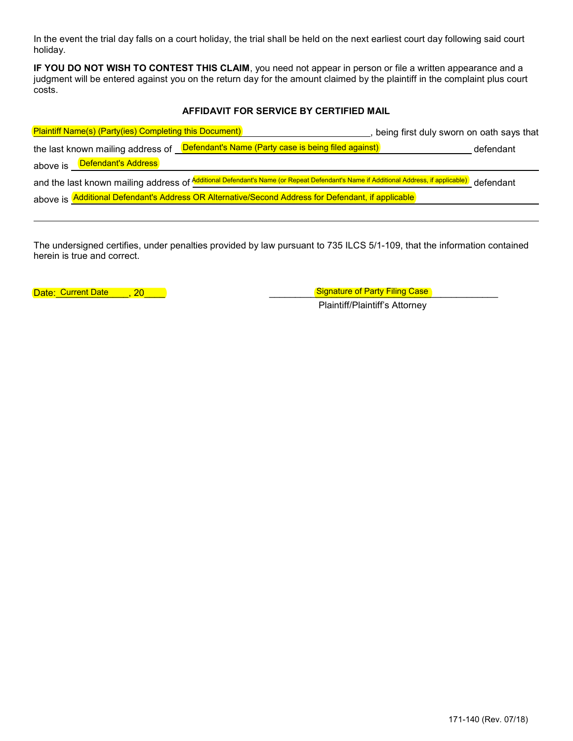In the event the trial day falls on a court holiday, the trial shall be held on the next earliest court day following said court holiday.

**IF YOU DO NOT WISH TO CONTEST THIS CLAIM**, you need not appear in person or file a written appearance and a judgment will be entered against you on the return day for the amount claimed by the plaintiff in the complaint plus court costs.

**AFFIDAVIT FOR SERVICE BY CERTIFIED MAIL**

Plaintiff Name(s) (Party(ies) Completing this Document)\_\_\_\_\_\_\_\_\_\_\_\_\_\_\_\_\_\_\_\_\_\_\_\_, being first duly sworn on oath says that the last known mailing address of Defendant's Name (Party case is being filed against)\_\_\_\_\_\_\_\_\_\_\_\_\_\_\_\_ defendant above is Defendant's Address\_\_\_\_\_\_\_\_\_\_\_\_\_\_\_\_\_\_\_\_\_\_\_\_\_\_\_\_\_\_\_\_\_\_\_\_\_\_\_\_

and the last known mailing address of Additional Defendant's Name (or Repeat Defendant's Name if Additional Address, if applicable) defendant above is Additional Defendant's Address OR Alternative/Second Address for Defendant, if applicable

\_\_\_\_\_\_\_\_\_\_\_\_\_\_\_\_\_\_\_\_\_\_\_\_\_\_\_\_\_\_\_\_\_\_\_\_\_\_\_\_\_\_\_\_\_\_\_\_\_\_\_\_\_\_\_\_\_\_\_\_\_\_\_\_\_\_\_\_\_\_\_\_

The undersigned certifies, under penalties provided by law pursuant to 735 ILCS 5/1-109, that the information contained herein is true and correct.

Date: Current Date\_\_\_\_\_, 20\_\_\_\_

\_\_\_\_\_\_\_\_\_\_Signature of Party Filing Case\_\_\_\_\_\_\_\_\_\_
Plaintiff/Plaintiff's Attorney

171-140 (Rev. 07/18)